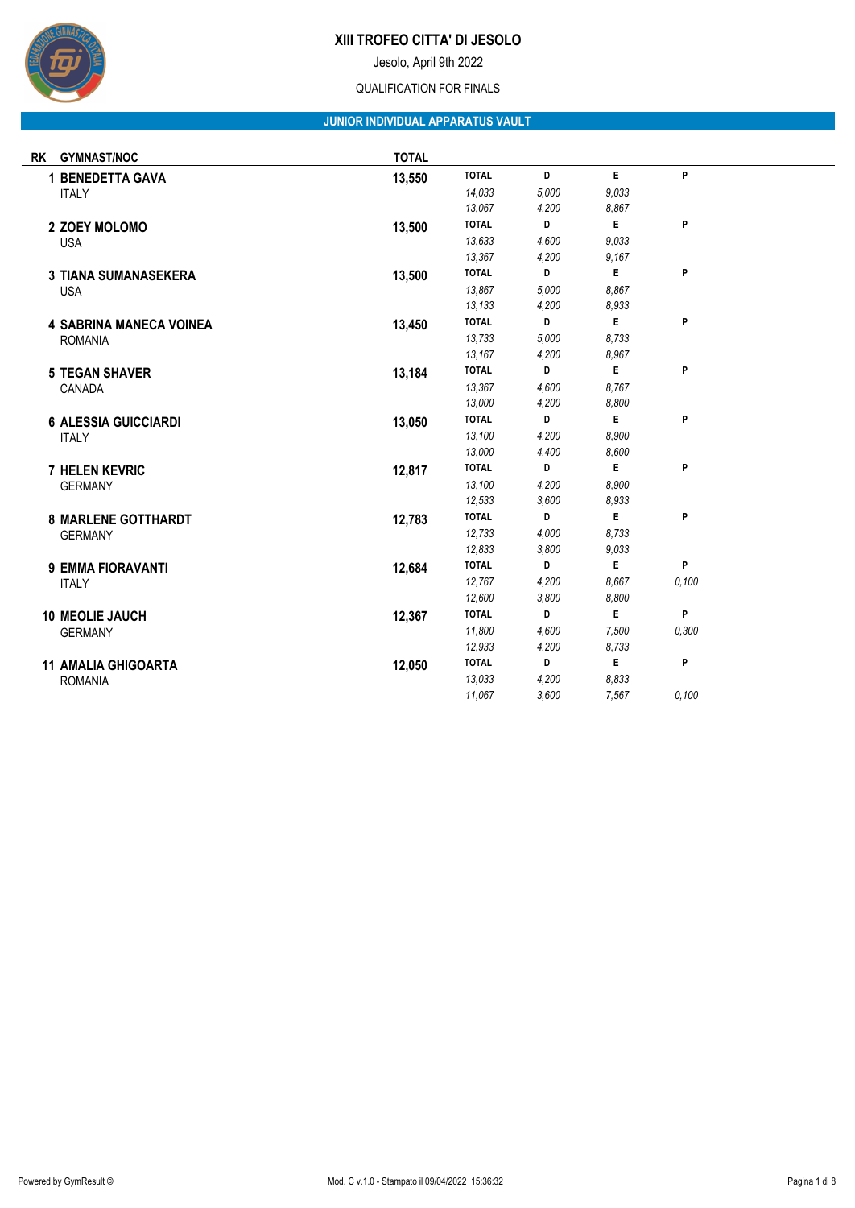# XIII TROFEO CITTA' DI JESOLO

Jesolo, April 9th 2022

QUALIFICATION FOR FINALS

## JUNIOR INDIVIDUAL APPARATUS VAULT

| RK | GYMNAST/NOC | TOTAL | TOTAL | D | E | P |
|---|---|---|---|---|---|---|
| 1 | **BENEDETTA GAVA** | **13,550** | *14,033* | *5,000* | *9,033* | |
| | ITALY | | *13,067* | *4,200* | *8,867* | |
| 2 | **ZOEY MOLOMO** | **13,500** | *13,633* | *4,600* | *9,033* | |
| | USA | | *13,367* | *4,200* | *9,167* | |
| 3 | **TIANA SUMANASEKERA** | **13,500** | *13,867* | *5,000* | *8,867* | |
| | USA | | *13,133* | *4,200* | *8,933* | |
| 4 | **SABRINA MANECA VOINEA** | **13,450** | *13,733* | *5,000* | *8,733* | |
| | ROMANIA | | *13,167* | *4,200* | *8,967* | |
| 5 | **TEGAN SHAVER** | **13,184** | *13,367* | *4,600* | *8,767* | |
| | CANADA | | *13,000* | *4,200* | *8,800* | |
| 6 | **ALESSIA GUICCIARDI** | **13,050** | *13,100* | *4,200* | *8,900* | |
| | ITALY | | *13,000* | *4,400* | *8,600* | |
| 7 | **HELEN KEVRIC** | **12,817** | *13,100* | *4,200* | *8,900* | |
| | GERMANY | | *12,533* | *3,600* | *8,933* | |
| 8 | **MARLENE GOTTHARDT** | **12,783** | *12,733* | *4,000* | *8,733* | |
| | GERMANY | | *12,833* | *3,800* | *9,033* | |
| 9 | **EMMA FIORAVANTI** | **12,684** | *12,767* | *4,200* | *8,667* | *0,100* |
| | ITALY | | *12,600* | *3,800* | *8,800* | |
| 10 | **MEOLIE JAUCH** | **12,367** | *11,800* | *4,600* | *7,500* | *0,300* |
| | GERMANY | | *12,933* | *4,200* | *8,733* | |
| 11 | **AMALIA GHIGOARTA** | **12,050** | *13,033* | *4,200* | *8,833* | |
| | ROMANIA | | *11,067* | *3,600* | *7,567* | *0,100* |

Powered by GymResult © Mod. C v.1.0 - Stampato il 09/04/2022 15:36:32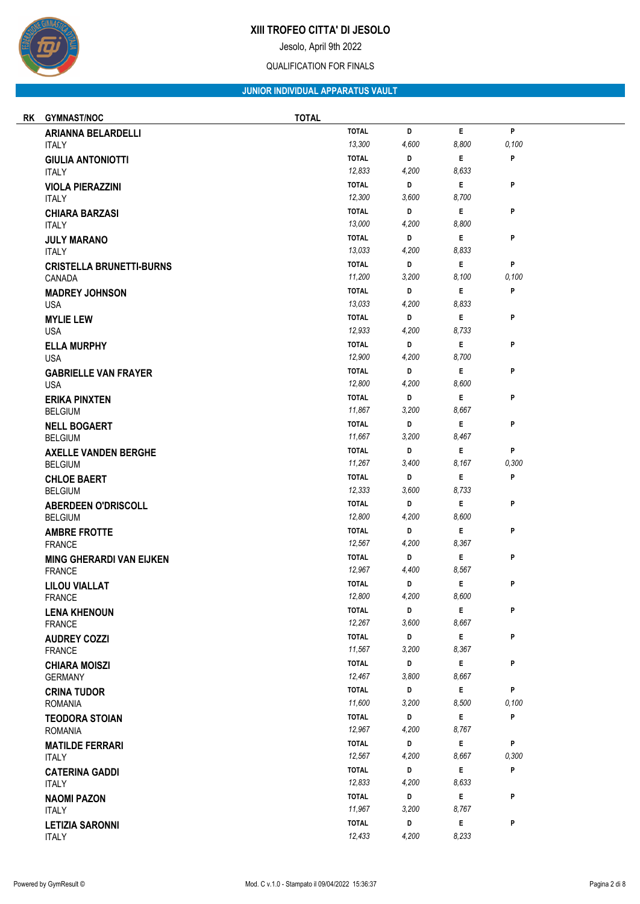# XIII TROFEO CITTA' DI JESOLO

Jesolo, April 9th 2022

QUALIFICATION FOR FINALS

## JUNIOR INDIVIDUAL APPARATUS VAULT

| RK | GYMNAST/NOC | TOTAL | D | E | P |
|---|---|---|---|---|---|
| | **ARIANNA BELARDELLI** ITALY | 13,300 | 4,600 | 8,800 | 0,100 |
| | **GIULIA ANTONIOTTI** ITALY | 12,833 | 4,200 | 8,633 | |
| | **VIOLA PIERAZZINI** ITALY | 12,300 | 3,600 | 8,700 | |
| | **CHIARA BARZASI** ITALY | 13,000 | 4,200 | 8,800 | |
| | **JULY MARANO** ITALY | 13,033 | 4,200 | 8,833 | |
| | **CRISTELLA BRUNETTI-BURNS** CANADA | 11,200 | 3,200 | 8,100 | 0,100 |
| | **MADREY JOHNSON** USA | 13,033 | 4,200 | 8,833 | |
| | **MYLIE LEW** USA | 12,933 | 4,200 | 8,733 | |
| | **ELLA MURPHY** USA | 12,900 | 4,200 | 8,700 | |
| | **GABRIELLE VAN FRAYER** USA | 12,800 | 4,200 | 8,600 | |
| | **ERIKA PINXTEN** BELGIUM | 11,867 | 3,200 | 8,667 | |
| | **NELL BOGAERT** BELGIUM | 11,667 | 3,200 | 8,467 | |
| | **AXELLE VANDEN BERGHE** BELGIUM | 11,267 | 3,400 | 8,167 | 0,300 |
| | **CHLOE BAERT** BELGIUM | 12,333 | 3,600 | 8,733 | |
| | **ABERDEEN O'DRISCOLL** BELGIUM | 12,800 | 4,200 | 8,600 | |
| | **AMBRE FROTTE** FRANCE | 12,567 | 4,200 | 8,367 | |
| | **MING GHERARDI VAN EIJKEN** FRANCE | 12,967 | 4,400 | 8,567 | |
| | **LILOU VIALLAT** FRANCE | 12,800 | 4,200 | 8,600 | |
| | **LENA KHENOUN** FRANCE | 12,267 | 3,600 | 8,667 | |
| | **AUDREY COZZI** FRANCE | 11,567 | 3,200 | 8,367 | |
| | **CHIARA MOISZI** GERMANY | 12,467 | 3,800 | 8,667 | |
| | **CRINA TUDOR** ROMANIA | 11,600 | 3,200 | 8,500 | 0,100 |
| | **TEODORA STOIAN** ROMANIA | 12,967 | 4,200 | 8,767 | |
| | **MATILDE FERRARI** ITALY | 12,567 | 4,200 | 8,667 | 0,300 |
| | **CATERINA GADDI** ITALY | 12,833 | 4,200 | 8,633 | |
| | **NAOMI PAZON** ITALY | 11,967 | 3,200 | 8,767 | |
| | **LETIZIA SARONNI** ITALY | 12,433 | 4,200 | 8,233 | |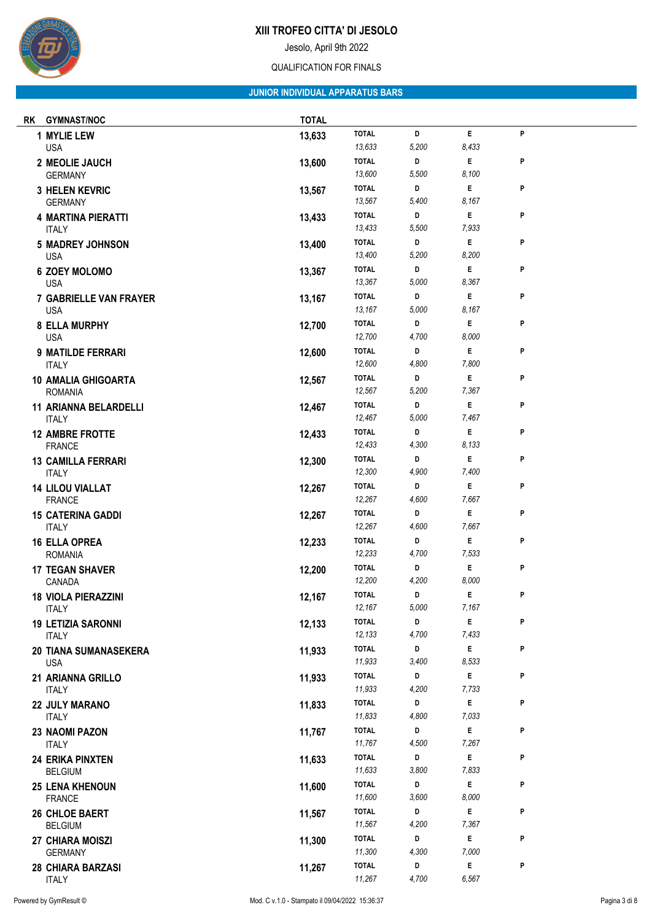# XIII TROFEO CITTA' DI JESOLO

Jesolo, April 9th 2022

QUALIFICATION FOR FINALS

## JUNIOR INDIVIDUAL APPARATUS BARS

| RK | GYMNAST/NOC | TOTAL | TOTAL | D | E | P |
|---|---|---|---|---|---|---|
| 1 | **MYLIE LEW** USA | 13,633 | 13,633 | 5,200 | 8,433 | |
| 2 | **MEOLIE JAUCH** GERMANY | 13,600 | 13,600 | 5,500 | 8,100 | |
| 3 | **HELEN KEVRIC** GERMANY | 13,567 | 13,567 | 5,400 | 8,167 | |
| 4 | **MARTINA PIERATTI** ITALY | 13,433 | 13,433 | 5,500 | 7,933 | |
| 5 | **MADREY JOHNSON** USA | 13,400 | 13,400 | 5,200 | 8,200 | |
| 6 | **ZOEY MOLOMO** USA | 13,367 | 13,367 | 5,000 | 8,367 | |
| 7 | **GABRIELLE VAN FRAYER** USA | 13,167 | 13,167 | 5,000 | 8,167 | |
| 8 | **ELLA MURPHY** USA | 12,700 | 12,700 | 4,700 | 8,000 | |
| 9 | **MATILDE FERRARI** ITALY | 12,600 | 12,600 | 4,800 | 7,800 | |
| 10 | **AMALIA GHIGOARTA** ROMANIA | 12,567 | 12,567 | 5,200 | 7,367 | |
| 11 | **ARIANNA BELARDELLI** ITALY | 12,467 | 12,467 | 5,000 | 7,467 | |
| 12 | **AMBRE FROTTE** FRANCE | 12,433 | 12,433 | 4,300 | 8,133 | |
| 13 | **CAMILLA FERRARI** ITALY | 12,300 | 12,300 | 4,900 | 7,400 | |
| 14 | **LILOU VIALLAT** FRANCE | 12,267 | 12,267 | 4,600 | 7,667 | |
| 15 | **CATERINA GADDI** ITALY | 12,267 | 12,267 | 4,600 | 7,667 | |
| 16 | **ELLA OPREA** ROMANIA | 12,233 | 12,233 | 4,700 | 7,533 | |
| 17 | **TEGAN SHAVER** CANADA | 12,200 | 12,200 | 4,200 | 8,000 | |
| 18 | **VIOLA PIERAZZINI** ITALY | 12,167 | 12,167 | 5,000 | 7,167 | |
| 19 | **LETIZIA SARONNI** ITALY | 12,133 | 12,133 | 4,700 | 7,433 | |
| 20 | **TIANA SUMANASEKERA** USA | 11,933 | 11,933 | 3,400 | 8,533 | |
| 21 | **ARIANNA GRILLO** ITALY | 11,933 | 11,933 | 4,200 | 7,733 | |
| 22 | **JULY MARANO** ITALY | 11,833 | 11,833 | 4,800 | 7,033 | |
| 23 | **NAOMI PAZON** ITALY | 11,767 | 11,767 | 4,500 | 7,267 | |
| 24 | **ERIKA PINXTEN** BELGIUM | 11,633 | 11,633 | 3,800 | 7,833 | |
| 25 | **LENA KHENOUN** FRANCE | 11,600 | 11,600 | 3,600 | 8,000 | |
| 26 | **CHLOE BAERT** BELGIUM | 11,567 | 11,567 | 4,200 | 7,367 | |
| 27 | **CHIARA MOISZI** GERMANY | 11,300 | 11,300 | 4,300 | 7,000 | |
| 28 | **CHIARA BARZASI** ITALY | 11,267 | 11,267 | 4,700 | 6,567 | |

Powered by GymResult © Mod. C v.1.0 - Stampato il 09/04/2022 15:36:37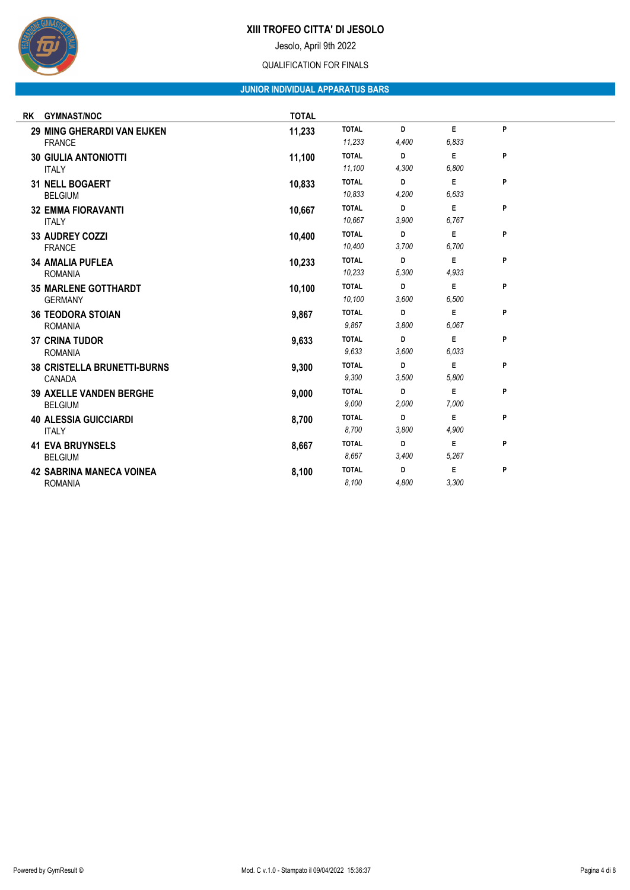# XIII TROFEO CITTA' DI JESOLO

Jesolo, April 9th 2022

QUALIFICATION FOR FINALS

## JUNIOR INDIVIDUAL APPARATUS BARS

| RK | GYMNAST/NOC | TOTAL | TOTAL | D | E | P |
|---|---|---|---|---|---|---|
| 29 | **MING GHERARDI VAN EIJKEN** FRANCE | 11,233 | 11,233 | 4,400 | 6,833 | |
| 30 | **GIULIA ANTONIOTTI** ITALY | 11,100 | 11,100 | 4,300 | 6,800 | |
| 31 | **NELL BOGAERT** BELGIUM | 10,833 | 10,833 | 4,200 | 6,633 | |
| 32 | **EMMA FIORAVANTI** ITALY | 10,667 | 10,667 | 3,900 | 6,767 | |
| 33 | **AUDREY COZZI** FRANCE | 10,400 | 10,400 | 3,700 | 6,700 | |
| 34 | **AMALIA PUFLEA** ROMANIA | 10,233 | 10,233 | 5,300 | 4,933 | |
| 35 | **MARLENE GOTTHARDT** GERMANY | 10,100 | 10,100 | 3,600 | 6,500 | |
| 36 | **TEODORA STOIAN** ROMANIA | 9,867 | 9,867 | 3,800 | 6,067 | |
| 37 | **CRINA TUDOR** ROMANIA | 9,633 | 9,633 | 3,600 | 6,033 | |
| 38 | **CRISTELLA BRUNETTI-BURNS** CANADA | 9,300 | 9,300 | 3,500 | 5,800 | |
| 39 | **AXELLE VANDEN BERGHE** BELGIUM | 9,000 | 9,000 | 2,000 | 7,000 | |
| 40 | **ALESSIA GUICCIARDI** ITALY | 8,700 | 8,700 | 3,800 | 4,900 | |
| 41 | **EVA BRUYNSELS** BELGIUM | 8,667 | 8,667 | 3,400 | 5,267 | |
| 42 | **SABRINA MANECA VOINEA** ROMANIA | 8,100 | 8,100 | 4,800 | 3,300 | |

Powered by GymResult © Mod. C v.1.0 - Stampato il 09/04/2022 15:36:37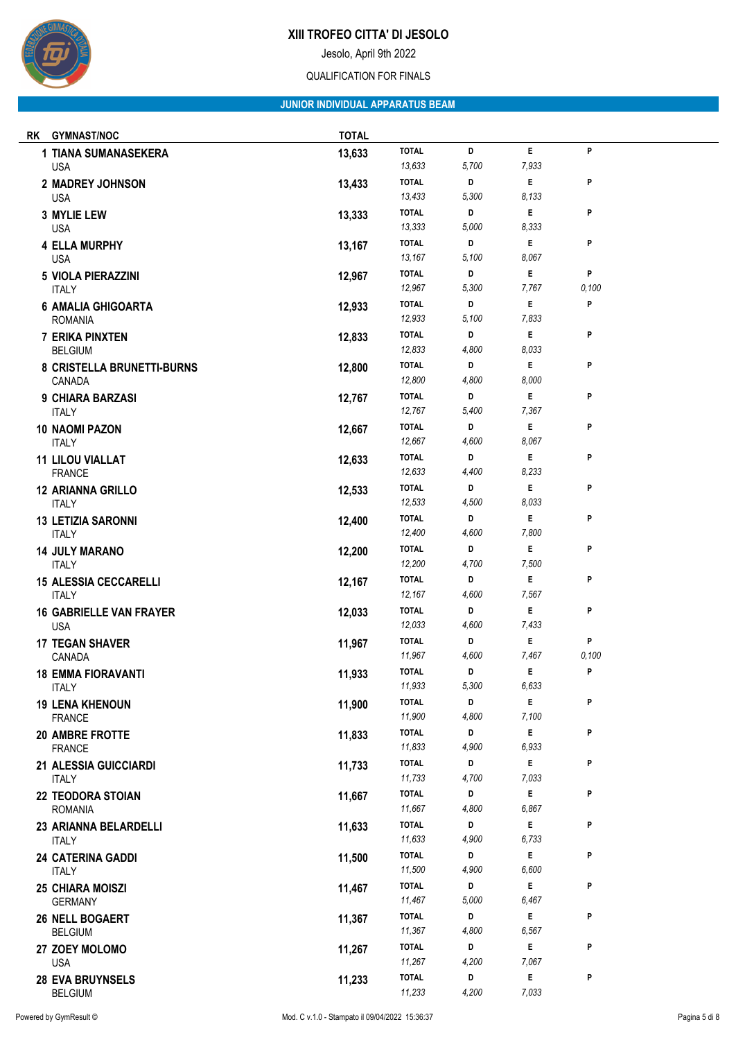# XIII TROFEO CITTA' DI JESOLO

Jesolo, April 9th 2022

QUALIFICATION FOR FINALS

## JUNIOR INDIVIDUAL APPARATUS BEAM

| RK | GYMNAST/NOC | TOTAL | TOTAL | D | E | P |
|---|---|---|---|---|---|---|
| 1 | TIANA SUMANASEKERA<br>USA | 13,633 | 13,633 | 5,700 | 7,933 | |
| 2 | MADREY JOHNSON<br>USA | 13,433 | 13,433 | 5,300 | 8,133 | |
| 3 | MYLIE LEW<br>USA | 13,333 | 13,333 | 5,000 | 8,333 | |
| 4 | ELLA MURPHY<br>USA | 13,167 | 13,167 | 5,100 | 8,067 | |
| 5 | VIOLA PIERAZZINI<br>ITALY | 12,967 | 12,967 | 5,300 | 7,767 | 0,100 |
| 6 | AMALIA GHIGOARTA<br>ROMANIA | 12,933 | 12,933 | 5,100 | 7,833 | |
| 7 | ERIKA PINXTEN<br>BELGIUM | 12,833 | 12,833 | 4,800 | 8,033 | |
| 8 | CRISTELLA BRUNETTI-BURNS<br>CANADA | 12,800 | 12,800 | 4,800 | 8,000 | |
| 9 | CHIARA BARZASI<br>ITALY | 12,767 | 12,767 | 5,400 | 7,367 | |
| 10 | NAOMI PAZON<br>ITALY | 12,667 | 12,667 | 4,600 | 8,067 | |
| 11 | LILOU VIALLAT<br>FRANCE | 12,633 | 12,633 | 4,400 | 8,233 | |
| 12 | ARIANNA GRILLO<br>ITALY | 12,533 | 12,533 | 4,500 | 8,033 | |
| 13 | LETIZIA SARONNI<br>ITALY | 12,400 | 12,400 | 4,600 | 7,800 | |
| 14 | JULY MARANO<br>ITALY | 12,200 | 12,200 | 4,700 | 7,500 | |
| 15 | ALESSIA CECCARELLI<br>ITALY | 12,167 | 12,167 | 4,600 | 7,567 | |
| 16 | GABRIELLE VAN FRAYER<br>USA | 12,033 | 12,033 | 4,600 | 7,433 | |
| 17 | TEGAN SHAVER<br>CANADA | 11,967 | 11,967 | 4,600 | 7,467 | 0,100 |
| 18 | EMMA FIORAVANTI<br>ITALY | 11,933 | 11,933 | 5,300 | 6,633 | |
| 19 | LENA KHENOUN<br>FRANCE | 11,900 | 11,900 | 4,800 | 7,100 | |
| 20 | AMBRE FROTTE<br>FRANCE | 11,833 | 11,833 | 4,900 | 6,933 | |
| 21 | ALESSIA GUICCIARDI<br>ITALY | 11,733 | 11,733 | 4,700 | 7,033 | |
| 22 | TEODORA STOIAN<br>ROMANIA | 11,667 | 11,667 | 4,800 | 6,867 | |
| 23 | ARIANNA BELARDELLI<br>ITALY | 11,633 | 11,633 | 4,900 | 6,733 | |
| 24 | CATERINA GADDI<br>ITALY | 11,500 | 11,500 | 4,900 | 6,600 | |
| 25 | CHIARA MOISZI<br>GERMANY | 11,467 | 11,467 | 5,000 | 6,467 | |
| 26 | NELL BOGAERT<br>BELGIUM | 11,367 | 11,367 | 4,800 | 6,567 | |
| 27 | ZOEY MOLOMO<br>USA | 11,267 | 11,267 | 4,200 | 7,067 | |
| 28 | EVA BRUYNSELS<br>BELGIUM | 11,233 | 11,233 | 4,200 | 7,033 | |

Powered by GymResult © Mod. C v.1.0 - Stampato il 09/04/2022 15:36:37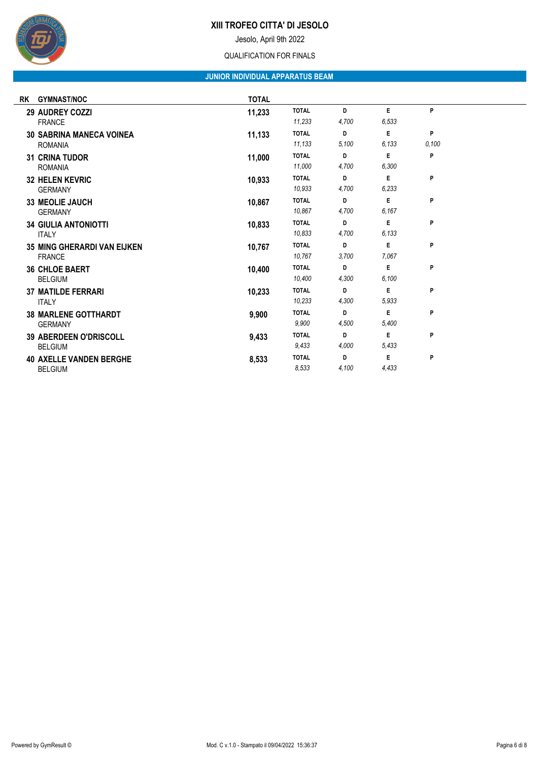# XIII TROFEO CITTA' DI JESOLO

Jesolo, April 9th 2022

QUALIFICATION FOR FINALS

## JUNIOR INDIVIDUAL APPARATUS BEAM

| RK | GYMNAST/NOC | TOTAL | TOTAL | D | E | P |
|---|---|---|---|---|---|---|
| 29 | **AUDREY COZZI** FRANCE | 11,233 | 11,233 | 4,700 | 6,533 | |
| 30 | **SABRINA MANECA VOINEA** ROMANIA | 11,133 | 11,133 | 5,100 | 6,133 | 0,100 |
| 31 | **CRINA TUDOR** ROMANIA | 11,000 | 11,000 | 4,700 | 6,300 | |
| 32 | **HELEN KEVRIC** GERMANY | 10,933 | 10,933 | 4,700 | 6,233 | |
| 33 | **MEOLIE JAUCH** GERMANY | 10,867 | 10,867 | 4,700 | 6,167 | |
| 34 | **GIULIA ANTONIOTTI** ITALY | 10,833 | 10,833 | 4,700 | 6,133 | |
| 35 | **MING GHERARDI VAN EIJKEN** FRANCE | 10,767 | 10,767 | 3,700 | 7,067 | |
| 36 | **CHLOE BAERT** BELGIUM | 10,400 | 10,400 | 4,300 | 6,100 | |
| 37 | **MATILDE FERRARI** ITALY | 10,233 | 10,233 | 4,300 | 5,933 | |
| 38 | **MARLENE GOTTHARDT** GERMANY | 9,900 | 9,900 | 4,500 | 5,400 | |
| 39 | **ABERDEEN O'DRISCOLL** BELGIUM | 9,433 | 9,433 | 4,000 | 5,433 | |
| 40 | **AXELLE VANDEN BERGHE** BELGIUM | 8,533 | 8,533 | 4,100 | 4,433 | |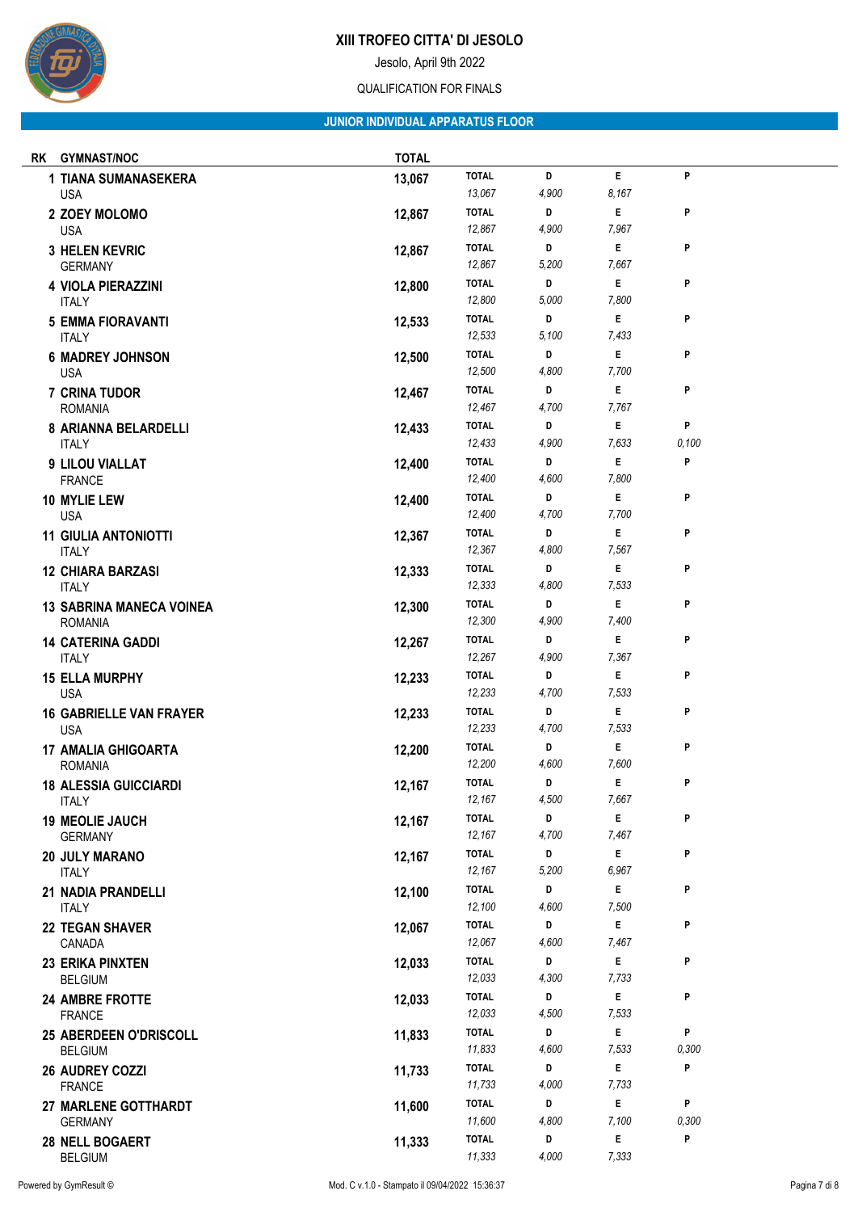# XIII TROFEO CITTA' DI JESOLO

Jesolo, April 9th 2022

QUALIFICATION FOR FINALS

## JUNIOR INDIVIDUAL APPARATUS FLOOR

| RK | GYMNAST/NOC | TOTAL | TOTAL | D | E | P |
|---|---|---|---|---|---|---|
| 1 | TIANA SUMANASEKERA<br>USA | 13,067 | 13,067 | 4,900 | 8,167 | |
| 2 | ZOEY MOLOMO<br>USA | 12,867 | 12,867 | 4,900 | 7,967 | |
| 3 | HELEN KEVRIC<br>GERMANY | 12,867 | 12,867 | 5,200 | 7,667 | |
| 4 | VIOLA PIERAZZINI<br>ITALY | 12,800 | 12,800 | 5,000 | 7,800 | |
| 5 | EMMA FIORAVANTI<br>ITALY | 12,533 | 12,533 | 5,100 | 7,433 | |
| 6 | MADREY JOHNSON<br>USA | 12,500 | 12,500 | 4,800 | 7,700 | |
| 7 | CRINA TUDOR<br>ROMANIA | 12,467 | 12,467 | 4,700 | 7,767 | |
| 8 | ARIANNA BELARDELLI<br>ITALY | 12,433 | 12,433 | 4,900 | 7,633 | 0,100 |
| 9 | LILOU VIALLAT<br>FRANCE | 12,400 | 12,400 | 4,600 | 7,800 | |
| 10 | MYLIE LEW<br>USA | 12,400 | 12,400 | 4,700 | 7,700 | |
| 11 | GIULIA ANTONIOTTI<br>ITALY | 12,367 | 12,367 | 4,800 | 7,567 | |
| 12 | CHIARA BARZASI<br>ITALY | 12,333 | 12,333 | 4,800 | 7,533 | |
| 13 | SABRINA MANECA VOINEA<br>ROMANIA | 12,300 | 12,300 | 4,900 | 7,400 | |
| 14 | CATERINA GADDI<br>ITALY | 12,267 | 12,267 | 4,900 | 7,367 | |
| 15 | ELLA MURPHY<br>USA | 12,233 | 12,233 | 4,700 | 7,533 | |
| 16 | GABRIELLE VAN FRAYER<br>USA | 12,233 | 12,233 | 4,700 | 7,533 | |
| 17 | AMALIA GHIGOARTA<br>ROMANIA | 12,200 | 12,200 | 4,600 | 7,600 | |
| 18 | ALESSIA GUICCIARDI<br>ITALY | 12,167 | 12,167 | 4,500 | 7,667 | |
| 19 | MEOLIE JAUCH<br>GERMANY | 12,167 | 12,167 | 4,700 | 7,467 | |
| 20 | JULY MARANO<br>ITALY | 12,167 | 12,167 | 5,200 | 6,967 | |
| 21 | NADIA PRANDELLI<br>ITALY | 12,100 | 12,100 | 4,600 | 7,500 | |
| 22 | TEGAN SHAVER<br>CANADA | 12,067 | 12,067 | 4,600 | 7,467 | |
| 23 | ERIKA PINXTEN<br>BELGIUM | 12,033 | 12,033 | 4,300 | 7,733 | |
| 24 | AMBRE FROTTE<br>FRANCE | 12,033 | 12,033 | 4,500 | 7,533 | |
| 25 | ABERDEEN O'DRISCOLL<br>BELGIUM | 11,833 | 11,833 | 4,600 | 7,533 | 0,300 |
| 26 | AUDREY COZZI<br>FRANCE | 11,733 | 11,733 | 4,000 | 7,733 | |
| 27 | MARLENE GOTTHARDT<br>GERMANY | 11,600 | 11,600 | 4,800 | 7,100 | 0,300 |
| 28 | NELL BOGAERT<br>BELGIUM | 11,333 | 11,333 | 4,000 | 7,333 | |

Powered by GymResult © Mod. C v.1.0 - Stampato il 09/04/2022 15:36:37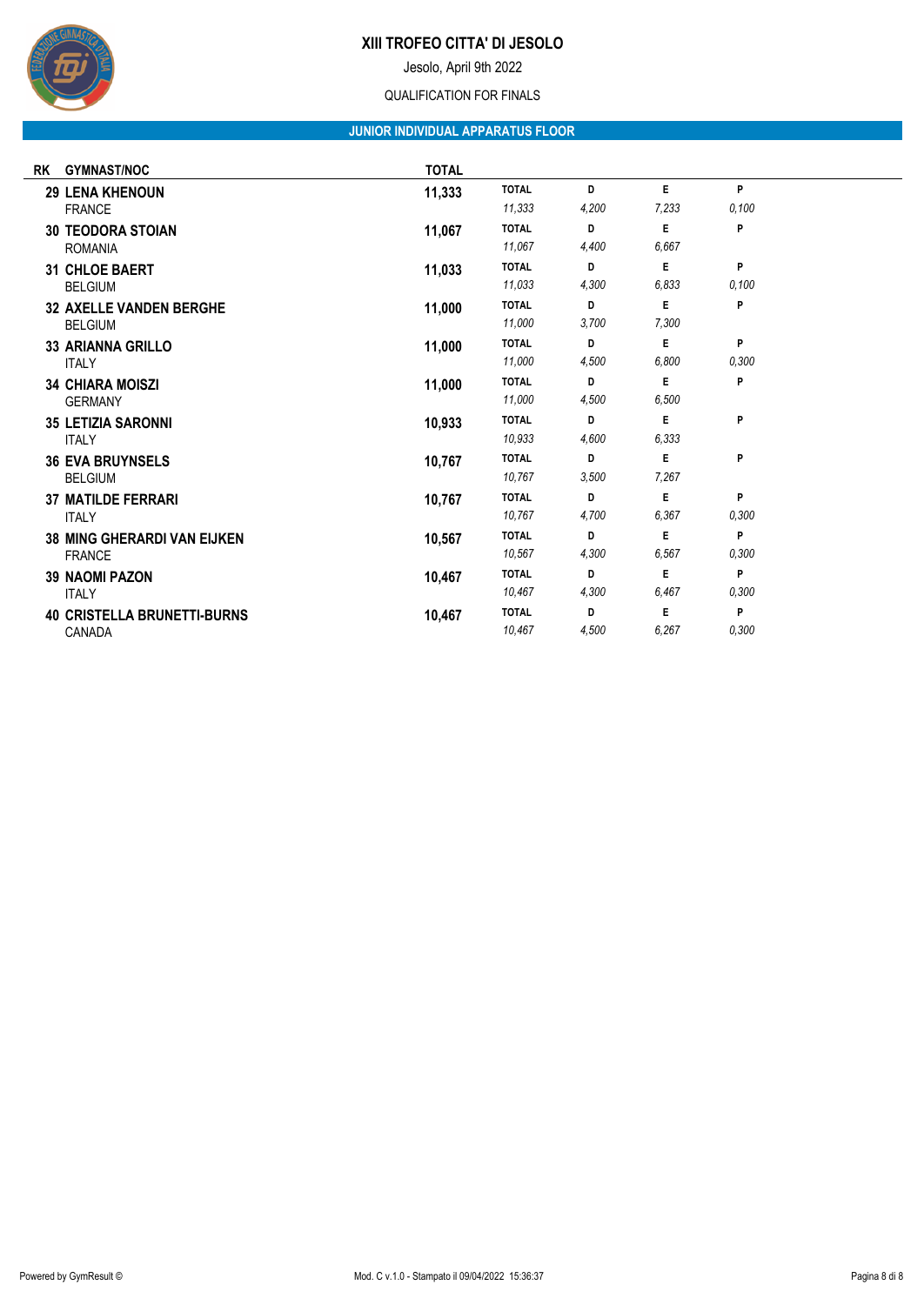# XIII TROFEO CITTA' DI JESOLO

Jesolo, April 9th 2022

QUALIFICATION FOR FINALS

## JUNIOR INDIVIDUAL APPARATUS FLOOR

| RK | GYMNAST/NOC | TOTAL | TOTAL | D | E | P |
|---|---|---|---|---|---|---|
| 29 | **LENA KHENOUN**<br>FRANCE | 11,333 | *11,333* | *4,200* | *7,233* | *0,100* |
| 30 | **TEODORA STOIAN**<br>ROMANIA | 11,067 | *11,067* | *4,400* | *6,667* | |
| 31 | **CHLOE BAERT**<br>BELGIUM | 11,033 | *11,033* | *4,300* | *6,833* | *0,100* |
| 32 | **AXELLE VANDEN BERGHE**<br>BELGIUM | 11,000 | *11,000* | *3,700* | *7,300* | |
| 33 | **ARIANNA GRILLO**<br>ITALY | 11,000 | *11,000* | *4,500* | *6,800* | *0,300* |
| 34 | **CHIARA MOISZI**<br>GERMANY | 11,000 | *11,000* | *4,500* | *6,500* | |
| 35 | **LETIZIA SARONNI**<br>ITALY | 10,933 | *10,933* | *4,600* | *6,333* | |
| 36 | **EVA BRUYNSELS**<br>BELGIUM | 10,767 | *10,767* | *3,500* | *7,267* | |
| 37 | **MATILDE FERRARI**<br>ITALY | 10,767 | *10,767* | *4,700* | *6,367* | *0,300* |
| 38 | **MING GHERARDI VAN EIJKEN**<br>FRANCE | 10,567 | *10,567* | *4,300* | *6,567* | *0,300* |
| 39 | **NAOMI PAZON**<br>ITALY | 10,467 | *10,467* | *4,300* | *6,467* | *0,300* |
| 40 | **CRISTELLA BRUNETTI-BURNS**<br>CANADA | 10,467 | *10,467* | *4,500* | *6,267* | *0,300* |